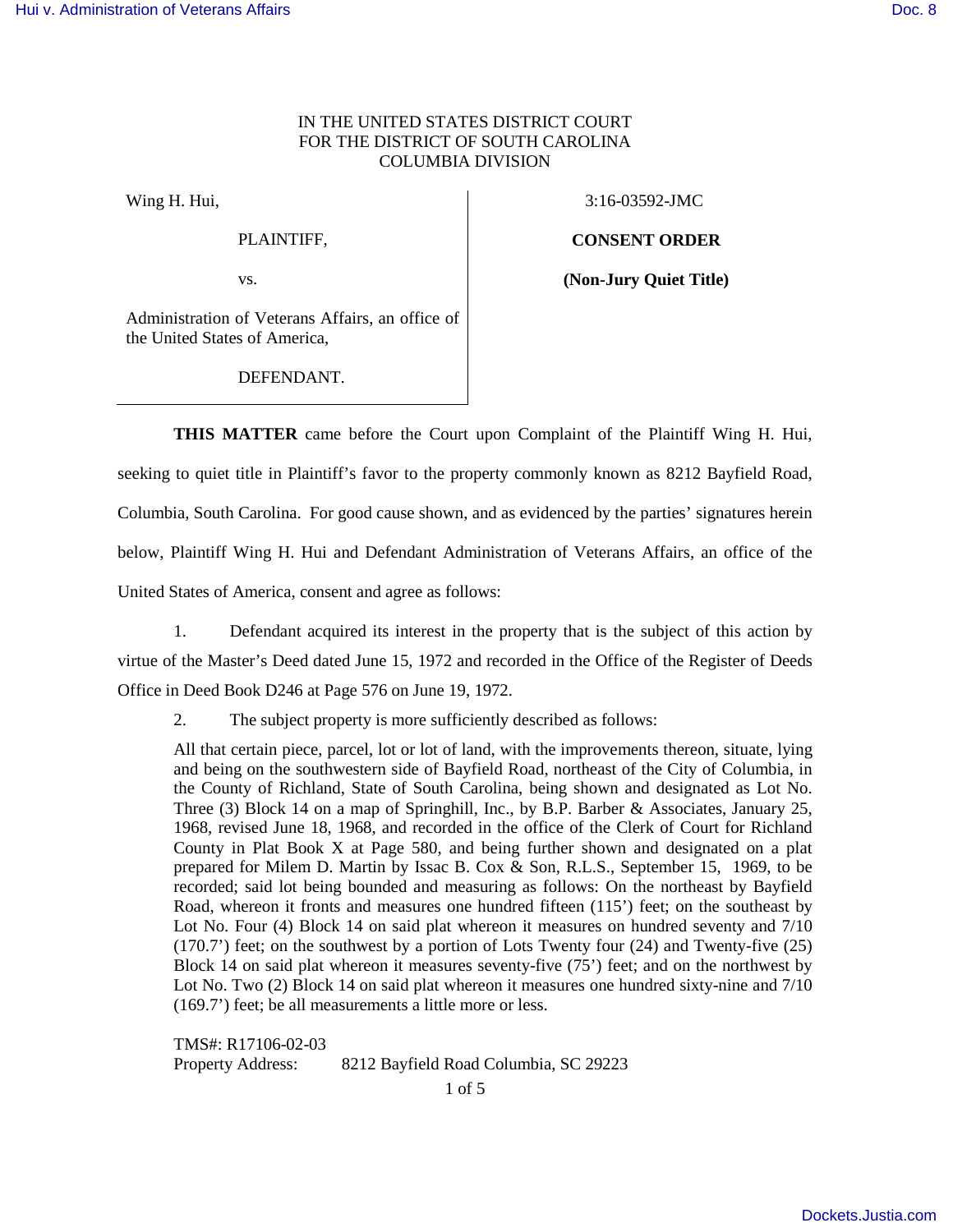IN THE UNITED STATES DISTRICT COURT
FOR THE DISTRICT OF SOUTH CAROLINA
COLUMBIA DIVISION

| | |
|---|---|
| Wing H. Hui,<br><br>PLAINTIFF,<br><br>vs.<br><br>Administration of Veterans Affairs, an office of the United States of America,<br><br>DEFENDANT. | 3:16-03592-JMC<br><br>**CONSENT ORDER**<br><br>**(Non-Jury Quiet Title)** |

**THIS MATTER** came before the Court upon Complaint of the Plaintiff Wing H. Hui, seeking to quiet title in Plaintiff's favor to the property commonly known as 8212 Bayfield Road, Columbia, South Carolina. For good cause shown, and as evidenced by the parties' signatures herein below, Plaintiff Wing H. Hui and Defendant Administration of Veterans Affairs, an office of the United States of America, consent and agree as follows:

1. Defendant acquired its interest in the property that is the subject of this action by virtue of the Master's Deed dated June 15, 1972 and recorded in the Office of the Register of Deeds Office in Deed Book D246 at Page 576 on June 19, 1972.

2. The subject property is more sufficiently described as follows:

> All that certain piece, parcel, lot or lot of land, with the improvements thereon, situate, lying and being on the southwestern side of Bayfield Road, northeast of the City of Columbia, in the County of Richland, State of South Carolina, being shown and designated as Lot No. Three (3) Block 14 on a map of Springhill, Inc., by B.P. Barber & Associates, January 25, 1968, revised June 18, 1968, and recorded in the office of the Clerk of Court for Richland County in Plat Book X at Page 580, and being further shown and designated on a plat prepared for Milem D. Martin by Issac B. Cox & Son, R.L.S., September 15, 1969, to be recorded; said lot being bounded and measuring as follows: On the northeast by Bayfield Road, whereon it fronts and measures one hundred fifteen (115') feet; on the southeast by Lot No. Four (4) Block 14 on said plat whereon it measures on hundred seventy and 7/10 (170.7') feet; on the southwest by a portion of Lots Twenty four (24) and Twenty-five (25) Block 14 on said plat whereon it measures seventy-five (75') feet; and on the northwest by Lot No. Two (2) Block 14 on said plat whereon it measures one hundred sixty-nine and 7/10 (169.7') feet; be all measurements a little more or less.
>
> TMS#: R17106-02-03
> Property Address: 8212 Bayfield Road Columbia, SC 29223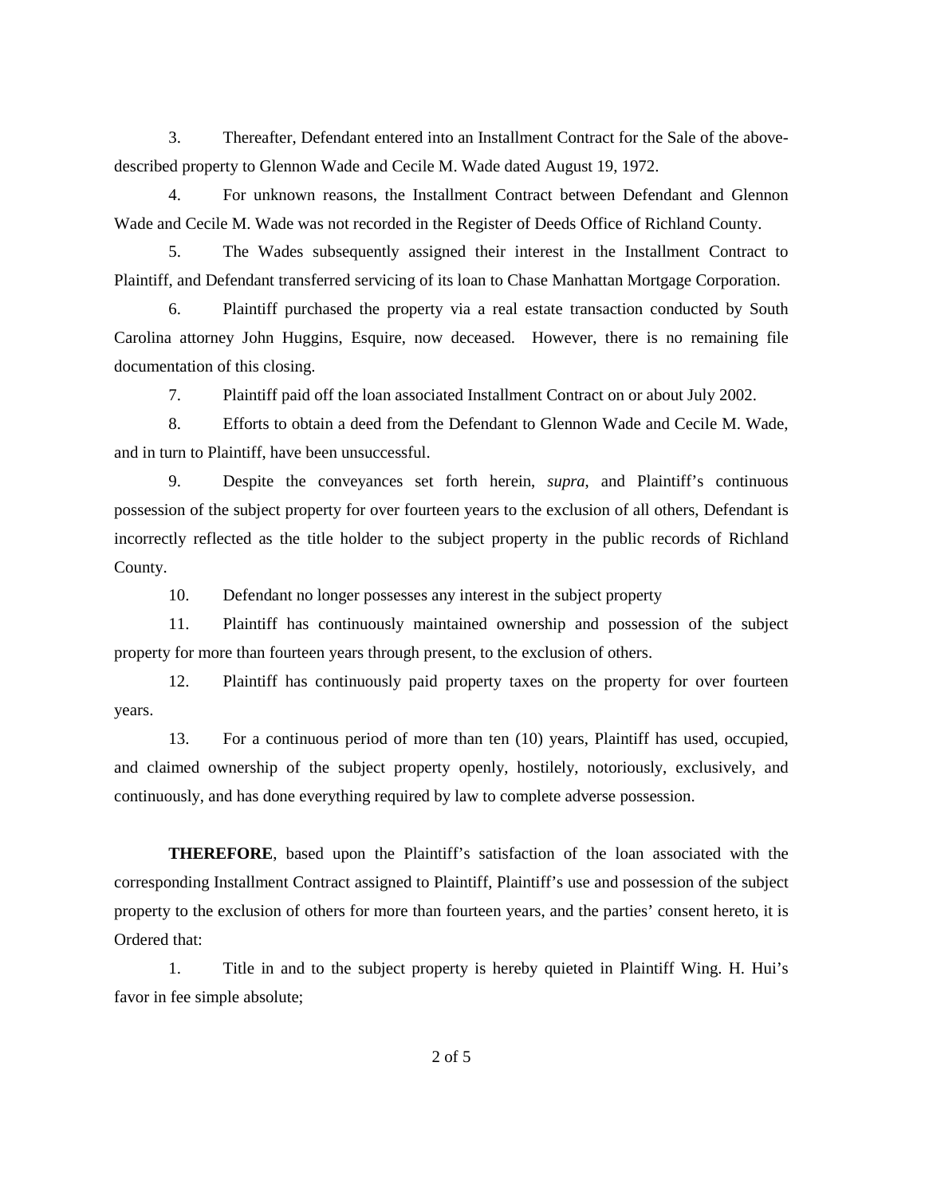3. Thereafter, Defendant entered into an Installment Contract for the Sale of the above-described property to Glennon Wade and Cecile M. Wade dated August 19, 1972.

4. For unknown reasons, the Installment Contract between Defendant and Glennon Wade and Cecile M. Wade was not recorded in the Register of Deeds Office of Richland County.

5. The Wades subsequently assigned their interest in the Installment Contract to Plaintiff, and Defendant transferred servicing of its loan to Chase Manhattan Mortgage Corporation.

6. Plaintiff purchased the property via a real estate transaction conducted by South Carolina attorney John Huggins, Esquire, now deceased. However, there is no remaining file documentation of this closing.

7. Plaintiff paid off the loan associated Installment Contract on or about July 2002.

8. Efforts to obtain a deed from the Defendant to Glennon Wade and Cecile M. Wade, and in turn to Plaintiff, have been unsuccessful.

9. Despite the conveyances set forth herein, *supra*, and Plaintiff's continuous possession of the subject property for over fourteen years to the exclusion of all others, Defendant is incorrectly reflected as the title holder to the subject property in the public records of Richland County.

10. Defendant no longer possesses any interest in the subject property

11. Plaintiff has continuously maintained ownership and possession of the subject property for more than fourteen years through present, to the exclusion of others.

12. Plaintiff has continuously paid property taxes on the property for over fourteen years.

13. For a continuous period of more than ten (10) years, Plaintiff has used, occupied, and claimed ownership of the subject property openly, hostilely, notoriously, exclusively, and continuously, and has done everything required by law to complete adverse possession.

**THEREFORE**, based upon the Plaintiff's satisfaction of the loan associated with the corresponding Installment Contract assigned to Plaintiff, Plaintiff's use and possession of the subject property to the exclusion of others for more than fourteen years, and the parties' consent hereto, it is Ordered that:

1. Title in and to the subject property is hereby quieted in Plaintiff Wing. H. Hui's favor in fee simple absolute;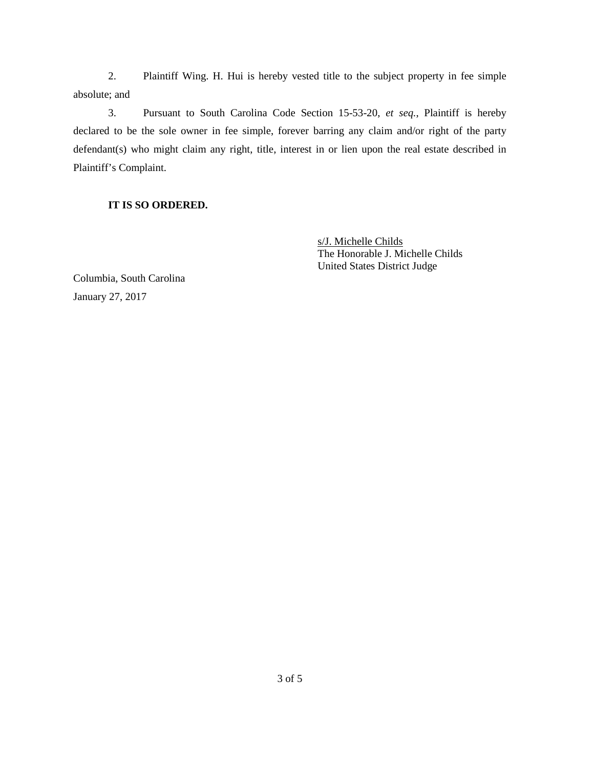2. Plaintiff Wing. H. Hui is hereby vested title to the subject property in fee simple absolute; and

3. Pursuant to South Carolina Code Section 15-53-20, *et seq.*, Plaintiff is hereby declared to be the sole owner in fee simple, forever barring any claim and/or right of the party defendant(s) who might claim any right, title, interest in or lien upon the real estate described in Plaintiff's Complaint.

**IT IS SO ORDERED.**

s/J. Michelle Childs
The Honorable J. Michelle Childs
United States District Judge

Columbia, South Carolina
January 27, 2017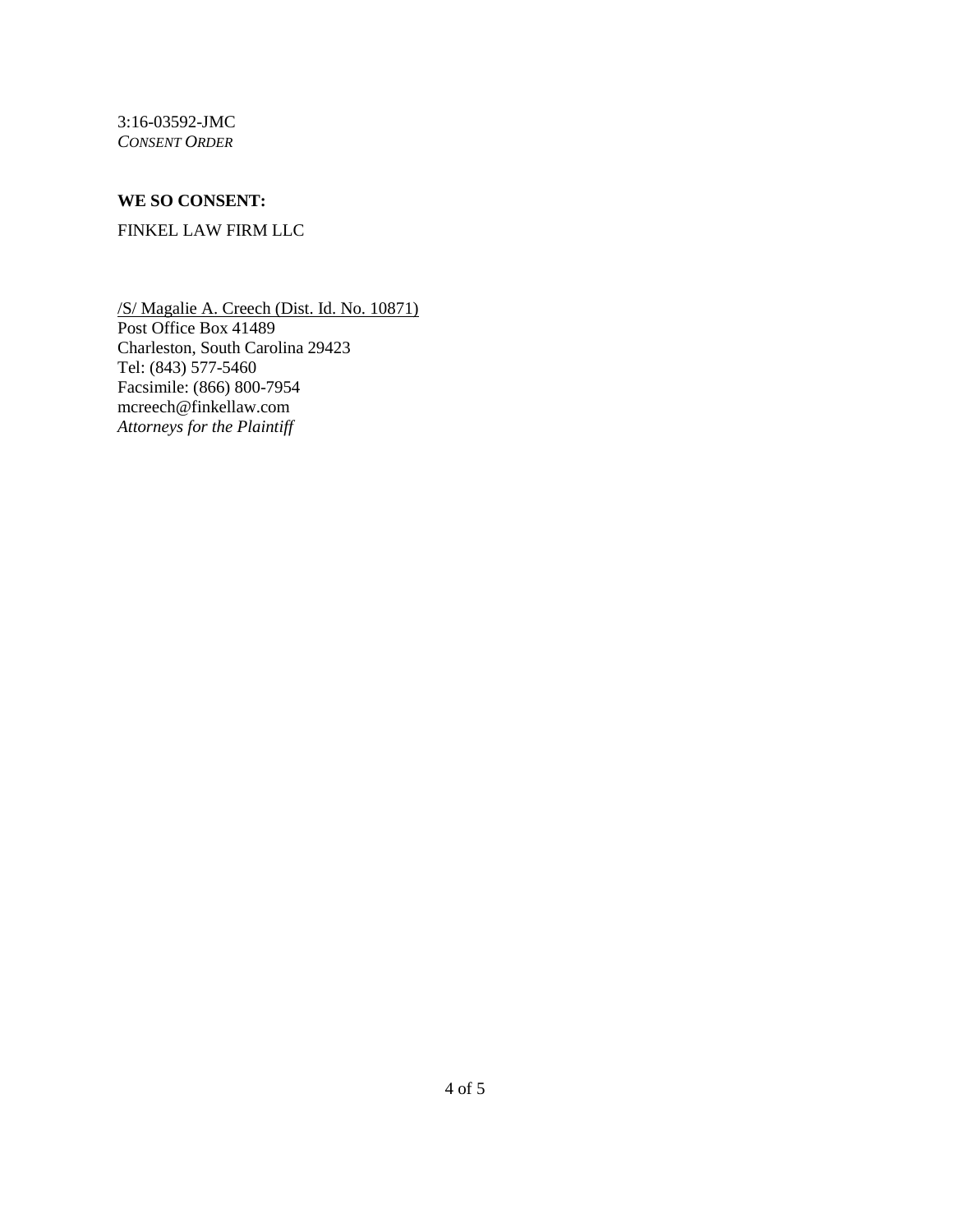3:16-03592-JMC
*CONSENT ORDER*

**WE SO CONSENT:**

FINKEL LAW FIRM LLC

/S/ Magalie A. Creech (Dist. Id. No. 10871)
Post Office Box 41489
Charleston, South Carolina 29423
Tel: (843) 577-5460
Facsimile: (866) 800-7954
mcreech@finkellaw.com
*Attorneys for the Plaintiff*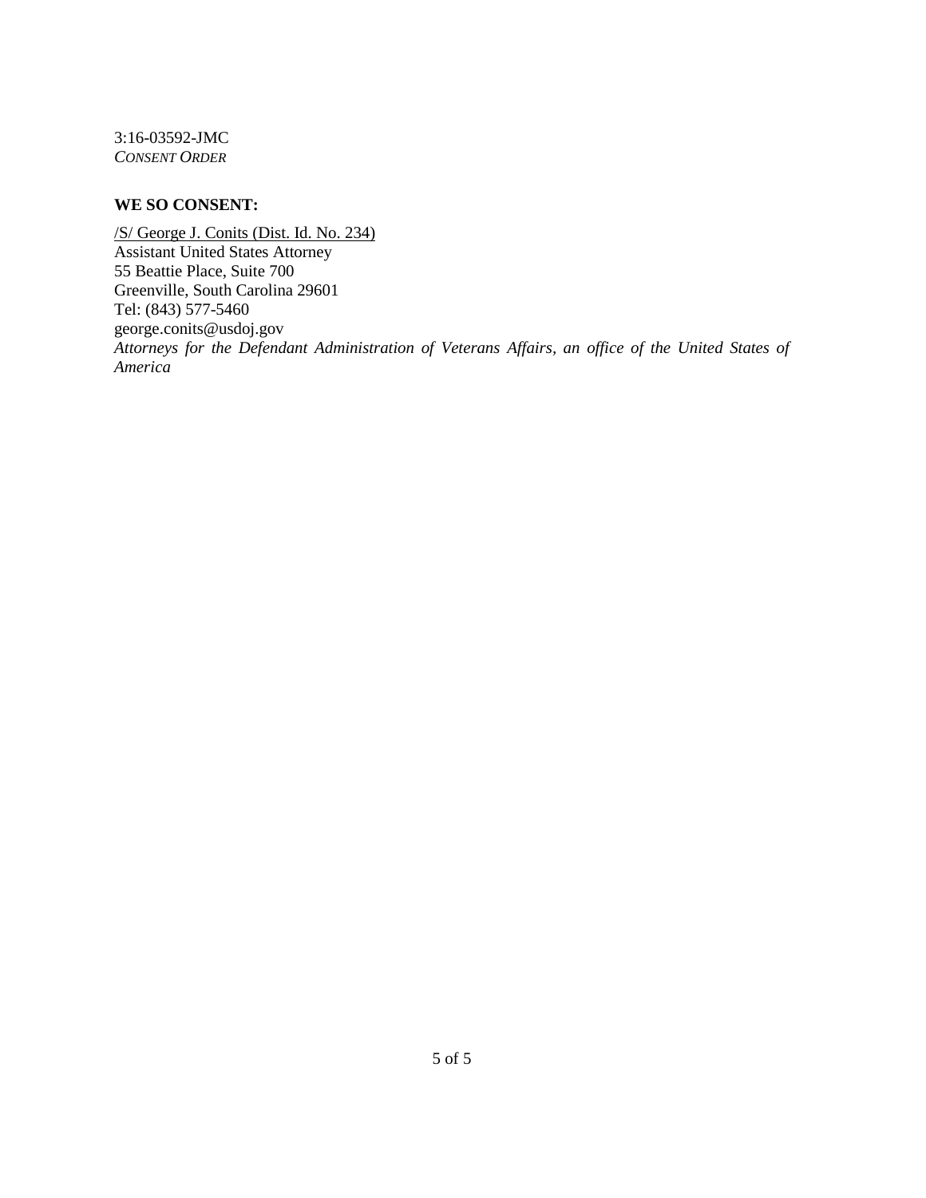3:16-03592-JMC
*CONSENT ORDER*

**WE SO CONSENT:**

/S/ George J. Conits (Dist. Id. No. 234)
Assistant United States Attorney
55 Beattie Place, Suite 700
Greenville, South Carolina 29601
Tel: (843) 577-5460
george.conits@usdoj.gov
*Attorneys for the Defendant Administration of Veterans Affairs, an office of the United States of America*